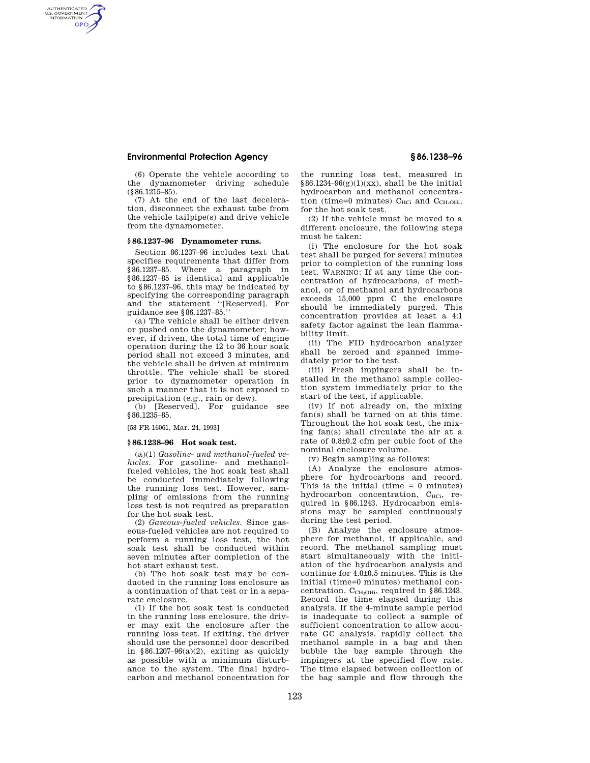(6) Operate the vehicle according to the dynamometer driving schedule (§86.1215–85).

(7) At the end of the last deceleration, disconnect the exhaust tube from the vehicle tailpipe(s) and drive vehicle from the dynamometer.

### §86.1237–96 Dynamometer runs.

Section 86.1237–96 includes text that specifies requirements that differ from §86.1237–85. Where a paragraph in §86.1237–85 is identical and applicable to §86.1237–96, this may be indicated by specifying the corresponding paragraph and the statement "[Reserved]. For guidance see §86.1237–85."

(a) The vehicle shall be either driven or pushed onto the dynamometer; however, if driven, the total time of engine operation during the 12 to 36 hour soak period shall not exceed 3 minutes, and the vehicle shall be driven at minimum throttle. The vehicle shall be stored prior to dynamometer operation in such a manner that it is not exposed to precipitation (e.g., rain or dew).

(b) [Reserved]. For guidance see §86.1235–85.

[58 FR 16061, Mar. 24, 1993]

### §86.1238–96 Hot soak test.

(a)(1) *Gasoline- and methanol-fueled vehicles.* For gasoline- and methanol-fueled vehicles, the hot soak test shall be conducted immediately following the running loss test. However, sampling of emissions from the running loss test is not required as preparation for the hot soak test.

(2) *Gaseous-fueled vehicles.* Since gaseous-fueled vehicles are not required to perform a running loss test, the hot soak test shall be conducted within seven minutes after completion of the hot start exhaust test.

(b) The hot soak test may be conducted in the running loss enclosure as a continuation of that test or in a separate enclosure.

(1) If the hot soak test is conducted in the running loss enclosure, the driver may exit the enclosure after the running loss test. If exiting, the driver should use the personnel door described in §86.1207–96(a)(2), exiting as quickly as possible with a minimum disturbance to the system. The final hydrocarbon and methanol concentration for the running loss test, measured in §86.1234–96(g)(1)(xx), shall be the initial hydrocarbon and methanol concentration (time=0 minutes) $C_{HCi}$ and $C_{CH_3OHi}$, for the hot soak test.

(2) If the vehicle must be moved to a different enclosure, the following steps must be taken:

(i) The enclosure for the hot soak test shall be purged for several minutes prior to completion of the running loss test. WARNING: If at any time the concentration of hydrocarbons, of methanol, or of methanol and hydrocarbons exceeds 15,000 ppm C the enclosure should be immediately purged. This concentration provides at least a 4:1 safety factor against the lean flammability limit.

(ii) The FID hydrocarbon analyzer shall be zeroed and spanned immediately prior to the test.

(iii) Fresh impingers shall be installed in the methanol sample collection system immediately prior to the start of the test, if applicable.

(iv) If not already on, the mixing fan(s) shall be turned on at this time. Throughout the hot soak test, the mixing fan(s) shall circulate the air at a rate of 0.8±0.2 cfm per cubic foot of the nominal enclosure volume.

(v) Begin sampling as follows:

(A) Analyze the enclosure atmosphere for hydrocarbons and record. This is the initial (time = 0 minutes) hydrocarbon concentration, $C_{HCi}$, required in §86.1243. Hydrocarbon emissions may be sampled continuously during the test period.

(B) Analyze the enclosure atmosphere for methanol, if applicable, and record. The methanol sampling must start simultaneously with the initiation of the hydrocarbon analysis and continue for 4.0±0.5 minutes. This is the initial (time=0 minutes) methanol concentration, $C_{CH_3OHi}$, required in §86.1243. Record the time elapsed during this analysis. If the 4-minute sample period is inadequate to collect a sample of sufficient concentration to allow accurate GC analysis, rapidly collect the methanol sample in a bag and then bubble the bag sample through the impingers at the specified flow rate. The time elapsed between collection of the bag sample and flow through the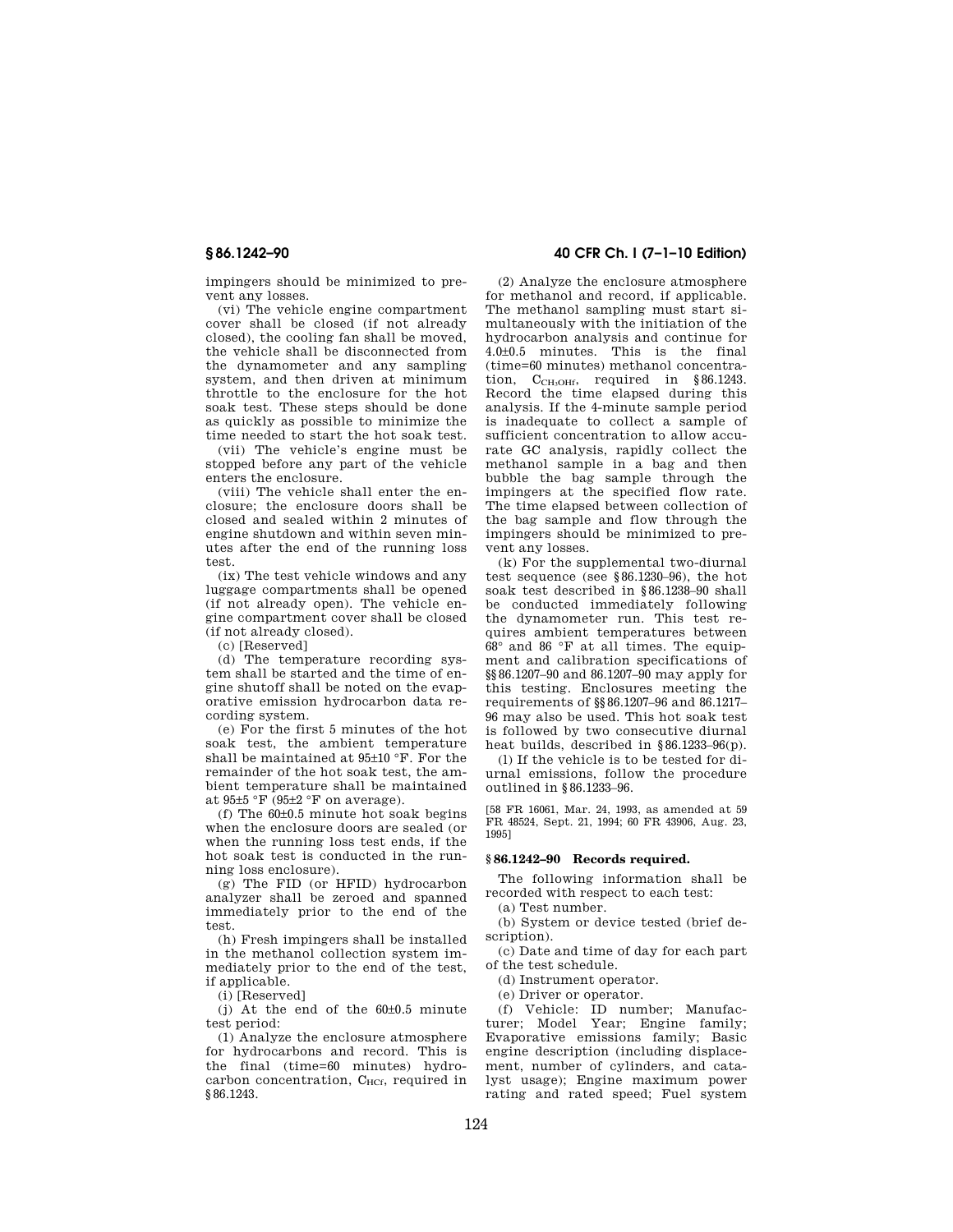impingers should be minimized to prevent any losses.

(vi) The vehicle engine compartment cover shall be closed (if not already closed), the cooling fan shall be moved, the vehicle shall be disconnected from the dynamometer and any sampling system, and then driven at minimum throttle to the enclosure for the hot soak test. These steps should be done as quickly as possible to minimize the time needed to start the hot soak test.

(vii) The vehicle's engine must be stopped before any part of the vehicle enters the enclosure.

(viii) The vehicle shall enter the enclosure; the enclosure doors shall be closed and sealed within 2 minutes of engine shutdown and within seven minutes after the end of the running loss test.

(ix) The test vehicle windows and any luggage compartments shall be opened (if not already open). The vehicle engine compartment cover shall be closed (if not already closed).

(c) [Reserved]

(d) The temperature recording system shall be started and the time of engine shutoff shall be noted on the evaporative emission hydrocarbon data recording system.

(e) For the first 5 minutes of the hot soak test, the ambient temperature shall be maintained at 95±10 °F. For the remainder of the hot soak test, the ambient temperature shall be maintained at 95±5 °F (95±2 °F on average).

(f) The 60±0.5 minute hot soak begins when the enclosure doors are sealed (or when the running loss test ends, if the hot soak test is conducted in the running loss enclosure).

(g) The FID (or HFID) hydrocarbon analyzer shall be zeroed and spanned immediately prior to the end of the test.

(h) Fresh impingers shall be installed in the methanol collection system immediately prior to the end of the test, if applicable.

(i) [Reserved]

(j) At the end of the 60±0.5 minute test period:

(1) Analyze the enclosure atmosphere for hydrocarbons and record. This is the final (time=60 minutes) hydrocarbon concentration, $C_{HCf}$, required in §86.1243.

(2) Analyze the enclosure atmosphere for methanol and record, if applicable. The methanol sampling must start simultaneously with the initiation of the hydrocarbon analysis and continue for 4.0±0.5 minutes. This is the final (time=60 minutes) methanol concentration, $C_{CH_3OHf}$, required in §86.1243. Record the time elapsed during this analysis. If the 4-minute sample period is inadequate to collect a sample of sufficient concentration to allow accurate GC analysis, rapidly collect the methanol sample in a bag and then bubble the bag sample through the impingers at the specified flow rate. The time elapsed between collection of the bag sample and flow through the impingers should be minimized to prevent any losses.

(k) For the supplemental two-diurnal test sequence (see §86.1230–96), the hot soak test described in §86.1238–90 shall be conducted immediately following the dynamometer run. This test requires ambient temperatures between 68° and 86 °F at all times. The equipment and calibration specifications of §§86.1207–90 and 86.1207–90 may apply for this testing. Enclosures meeting the requirements of §§86.1207–96 and 86.1217–96 may also be used. This hot soak test is followed by two consecutive diurnal heat builds, described in §86.1233–96(p).

(l) If the vehicle is to be tested for diurnal emissions, follow the procedure outlined in §86.1233–96.

[58 FR 16061, Mar. 24, 1993, as amended at 59 FR 48524, Sept. 21, 1994; 60 FR 43906, Aug. 23, 1995]

### §86.1242–90 Records required.

The following information shall be recorded with respect to each test:

(a) Test number.

(b) System or device tested (brief description).

(c) Date and time of day for each part of the test schedule.

(d) Instrument operator.

(e) Driver or operator.

(f) Vehicle: ID number; Manufacturer; Model Year; Engine family; Evaporative emissions family; Basic engine description (including displacement, number of cylinders, and catalyst usage); Engine maximum power rating and rated speed; Fuel system